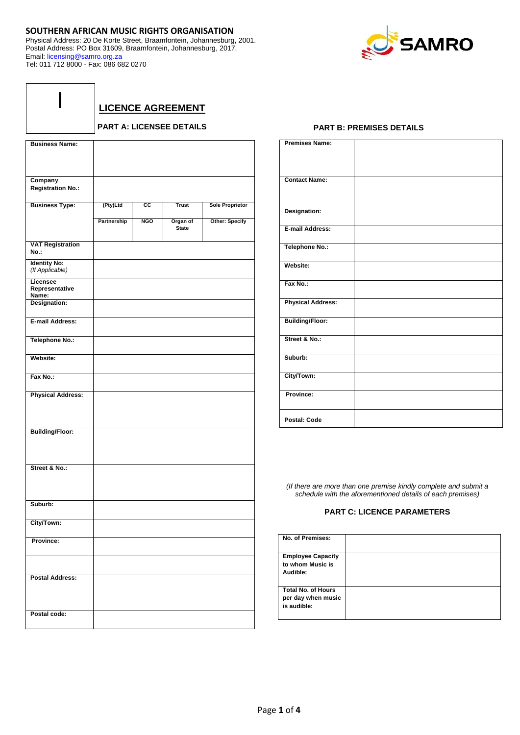## SOUTHERN AFRICAN MUSIC RIGHTS ORGANISATION

Physical Address: 20 De Korte Street, Braamfontein, Johannesburg, 2001.
Postal Address: PO Box 31609, Braamfontein, Johannesburg, 2017.
Email: licensing@samro.org.za
Tel: 011 712 8000 - Fax: 086 682 0270

SAMRO

I

# LICENCE AGREEMENT

### PART A: LICENSEE DETAILS

| **Business Name:** | | | | |
|---|---|---|---|---|
| **Company Registration No.:** | | | | |
| **Business Type:** | **(Pty)Ltd** | **CC** | **Trust** | **Sole Proprietor** |
| | **Partnership** | **NGO** | **Organ of State** | **Other: Specify** |
| **VAT Registration No.:** | | | | |
| **Identity No:** *(If Applicable)* | | | | |
| **Licensee Representative Name:** | | | | |
| **Designation:** | | | | |
| **E-mail Address:** | | | | |
| **Telephone No.:** | | | | |
| **Website:** | | | | |
| **Fax No.:** | | | | |
| **Physical Address:** | | | | |
| **Building/Floor:** | | | | |
| **Street & No.:** | | | | |
| **Suburb:** | | | | |
| **City/Town:** | | | | |
| **Province:** | | | | |
| | | | | |
| **Postal Address:** | | | | |
| **Postal code:** | | | | |

### PART B: PREMISES DETAILS

| **Premises Name:** | |
|---|---|
| **Contact Name:** | |
| **Designation:** | |
| **E-mail Address:** | |
| **Telephone No.:** | |
| **Website:** | |
| **Fax No.:** | |
| **Physical Address:** | |
| **Building/Floor:** | |
| **Street & No.:** | |
| **Suburb:** | |
| **City/Town:** | |
| **Province:** | |
| **Postal: Code** | |

*(If there are more than one premise kindly complete and submit a schedule with the aforementioned details of each premises)*

### PART C: LICENCE PARAMETERS

| **No. of Premises:** | |
|---|---|
| **Employee Capacity to whom Music is Audible:** | |
| **Total No. of Hours per day when music is audible:** | |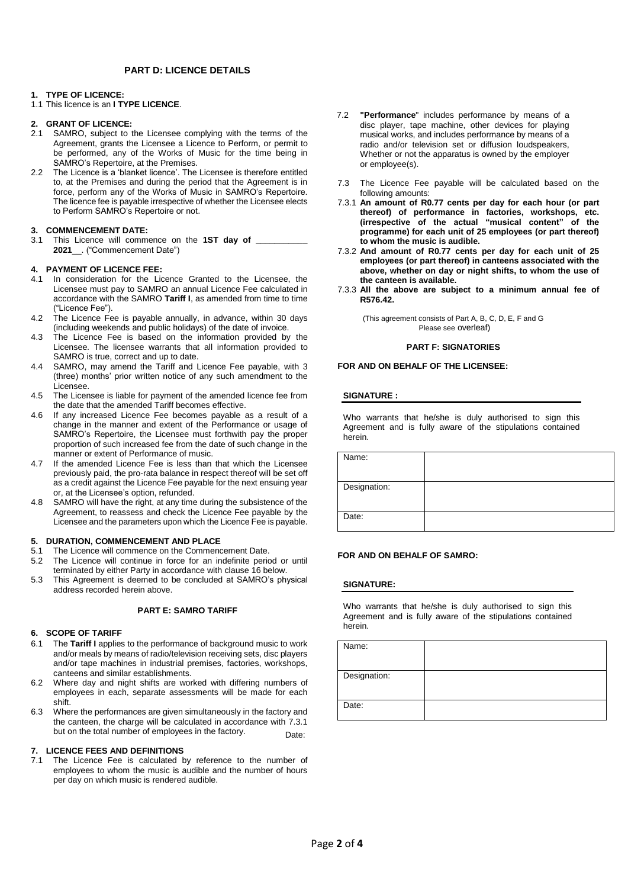## PART D: LICENCE DETAILS

**1. TYPE OF LICENCE:**

1.1 This licence is an **I TYPE LICENCE**.

**2. GRANT OF LICENCE:**

2.1 SAMRO, subject to the Licensee complying with the terms of the Agreement, grants the Licensee a Licence to Perform, or permit to be performed, any of the Works of Music for the time being in SAMRO's Repertoire, at the Premises.

2.2 The Licence is a 'blanket licence'. The Licensee is therefore entitled to, at the Premises and during the period that the Agreement is in force, perform any of the Works of Music in SAMRO's Repertoire. The licence fee is payable irrespective of whether the Licensee elects to Perform SAMRO's Repertoire or not.

**3. COMMENCEMENT DATE:**

3.1 This Licence will commence on the **1ST day of \_\_\_\_\_\_\_\_\_\_\_ 2021\_\_**. ("Commencement Date")

**4. PAYMENT OF LICENCE FEE:**

4.1 In consideration for the Licence Granted to the Licensee, the Licensee must pay to SAMRO an annual Licence Fee calculated in accordance with the SAMRO **Tariff I**, as amended from time to time ("Licence Fee").

4.2 The Licence Fee is payable annually, in advance, within 30 days (including weekends and public holidays) of the date of invoice.

4.3 The Licence Fee is based on the information provided by the Licensee. The licensee warrants that all information provided to SAMRO is true, correct and up to date.

4.4 SAMRO, may amend the Tariff and Licence Fee payable, with 3 (three) months' prior written notice of any such amendment to the Licensee.

4.5 The Licensee is liable for payment of the amended licence fee from the date that the amended Tariff becomes effective.

4.6 If any increased Licence Fee becomes payable as a result of a change in the manner and extent of the Performance or usage of SAMRO's Repertoire, the Licensee must forthwith pay the proper proportion of such increased fee from the date of such change in the manner or extent of Performance of music.

4.7 If the amended Licence Fee is less than that which the Licensee previously paid, the pro-rata balance in respect thereof will be set off as a credit against the Licence Fee payable for the next ensuing year or, at the Licensee's option, refunded.

4.8 SAMRO will have the right, at any time during the subsistence of the Agreement, to reassess and check the Licence Fee payable by the Licensee and the parameters upon which the Licence Fee is payable.

**5. DURATION, COMMENCEMENT AND PLACE**

5.1 The Licence will commence on the Commencement Date.

5.2 The Licence will continue in force for an indefinite period or until terminated by either Party in accordance with clause 16 below.

5.3 This Agreement is deemed to be concluded at SAMRO's physical address recorded herein above.

## PART E: SAMRO TARIFF

**6. SCOPE OF TARIFF**

6.1 The **Tariff I** applies to the performance of background music to work and/or meals by means of radio/television receiving sets, disc players and/or tape machines in industrial premises, factories, workshops, canteens and similar establishments.

6.2 Where day and night shifts are worked with differing numbers of employees in each, separate assessments will be made for each shift.

6.3 Where the performances are given simultaneously in the factory and the canteen, the charge will be calculated in accordance with 7.3.1 but on the total number of employees in the factory. Date:

**7. LICENCE FEES AND DEFINITIONS**

7.1 The Licence Fee is calculated by reference to the number of employees to whom the music is audible and the number of hours per day on which music is rendered audible.

7.2 **"Performance**" includes performance by means of a disc player, tape machine, other devices for playing musical works, and includes performance by means of a radio and/or television set or diffusion loudspeakers, Whether or not the apparatus is owned by the employer or employee(s).

7.3 The Licence Fee payable will be calculated based on the following amounts:

7.3.1 **An amount of R0.77 cents per day for each hour (or part thereof) of performance in factories, workshops, etc. (irrespective of the actual "musical content" of the programme) for each unit of 25 employees (or part thereof) to whom the music is audible.**

7.3.2 **And amount of R0.77 cents per day for each unit of 25 employees (or part thereof) in canteens associated with the above, whether on day or night shifts, to whom the use of the canteen is available.**

7.3.3 **All the above are subject to a minimum annual fee of R576.42.**

(This agreement consists of Part A, B, C, D, E, F and G
Please see overleaf)

## PART F: SIGNATORIES

**FOR AND ON BEHALF OF THE LICENSEE:**

**SIGNATURE :**

Who warrants that he/she is duly authorised to sign this Agreement and is fully aware of the stipulations contained herein.

| Name: | |
|---|---|
| Designation: | |
| Date: | |

**FOR AND ON BEHALF OF SAMRO:**

**SIGNATURE:**

Who warrants that he/she is duly authorised to sign this Agreement and is fully aware of the stipulations contained herein.

| Name: | |
|---|---|
| Designation: | |
| Date: | |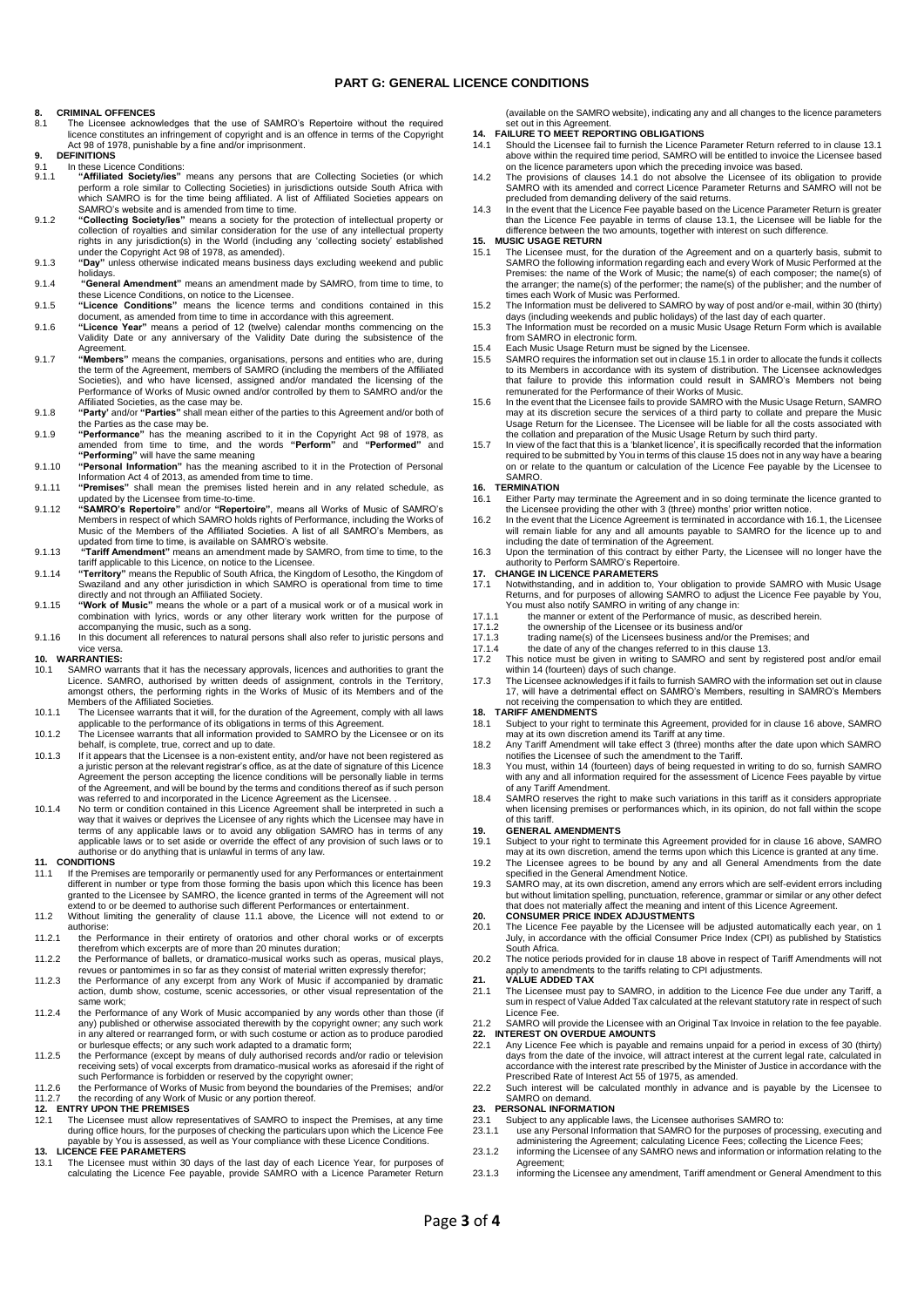# PART G: GENERAL LICENCE CONDITIONS

**8. CRIMINAL OFFENCES**

8.1 The Licensee acknowledges that the use of SAMRO's Repertoire without the required licence constitutes an infringement of copyright and is an offence in terms of the Copyright Act 98 of 1978, punishable by a fine and/or imprisonment.

**9. DEFINITIONS**

9.1 In these Licence Conditions:

9.1.1 **"Affiliated Society/ies"** means any persons that are Collecting Societies (or which perform a role similar to Collecting Societies) in jurisdictions outside South Africa with which SAMRO is for the time being affiliated. A list of Affiliated Societies appears on SAMRO's website and is amended from time to time.

9.1.2 **"Collecting Society/ies"** means a society for the protection of intellectual property or collection of royalties and similar consideration for the use of any intellectual property rights in any jurisdiction(s) in the World (including any 'collecting society' established under the Copyright Act 98 of 1978, as amended).

9.1.3 **"Day"** unless otherwise indicated means business days excluding weekend and public holidays.

9.1.4 **"General Amendment"** means an amendment made by SAMRO, from time to time, to these Licence Conditions, on notice to the Licensee.

9.1.5 **"Licence Conditions"** means the licence terms and conditions contained in this document, as amended from time to time in accordance with this agreement.

9.1.6 **"Licence Year"** means a period of 12 (twelve) calendar months commencing on the Validity Date or any anniversary of the Validity Date during the subsistence of the Agreement.

9.1.7 **"Members"** means the companies, organisations, persons and entities who are, during the term of the Agreement, members of SAMRO (including the members of the Affiliated Societies), and who have licensed, assigned and/or mandated the licensing of the Performance of Works of Music owned and/or controlled by them to SAMRO and/or the Affiliated Societies, as the case may be.

9.1.8 **"Party'** and/or **"Parties"** shall mean either of the parties to this Agreement and/or both of the Parties as the case may be.

9.1.9 **"Performance"** has the meaning ascribed to it in the Copyright Act 98 of 1978, as amended from time to time, and the words **"Perform"** and **"Performed"** and **"Performing"** will have the same meaning

9.1.10 **"Personal Information"** has the meaning ascribed to it in the Protection of Personal Information Act 4 of 2013, as amended from time to time.

9.1.11 **"Premises"** shall mean the premises listed herein and in any related schedule, as updated by the Licensee from time-to-time.

9.1.12 **"SAMRO's Repertoire"** and/or **"Repertoire"**, means all Works of Music of SAMRO's Members in respect of which SAMRO holds rights of Performance, including the Works of Music of the Members of the Affiliated Societies. A list of all SAMRO's Members, as updated from time to time, is available on SAMRO's website.

9.1.13 **"Tariff Amendment"** means an amendment made by SAMRO, from time to time, to the tariff applicable to this Licence, on notice to the Licensee.

9.1.14 **"Territory"** means the Republic of South Africa, the Kingdom of Lesotho, the Kingdom of Swaziland and any other jurisdiction in which SAMRO is operational from time to time directly and not through an Affiliated Society.

9.1.15 **"Work of Music"** means the whole or a part of a musical work or of a musical work in combination with lyrics, words or any other literary work written for the purpose of accompanying the music, such as a song.

9.1.16 In this document all references to natural persons shall also refer to juristic persons and vice versa.

**10. WARRANTIES:**

10.1 SAMRO warrants that it has the necessary approvals, licences and authorities to grant the Licence. SAMRO, authorised by written deeds of assignment, controls in the Territory, amongst others, the performing rights in the Works of Music of its Members and of the Members of the Affiliated Societies.

10.1.1 The Licensee warrants that it will, for the duration of the Agreement, comply with all laws applicable to the performance of its obligations in terms of this Agreement.

10.1.2 The Licensee warrants that all information provided to SAMRO by the Licensee or on its behalf, is complete, true, correct and up to date.

10.1.3 If it appears that the Licensee is a non-existent entity, and/or have not been registered as a juristic person at the relevant registrar's office, as at the date of signature of this Licence Agreement the person accepting the licence conditions will be personally liable in terms of the Agreement, and will be bound by the terms and conditions thereof as if such person was referred to and incorporated in the Licence Agreement as the Licensee. .

10.1.4 No term or condition contained in this Licence Agreement shall be interpreted in such a way that it waives or deprives the Licensee of any rights which the Licensee may have in terms of any applicable laws or to avoid any obligation SAMRO has in terms of any applicable laws or to set aside or override the effect of any provision of such laws or to authorise or do anything that is unlawful in terms of any law.

**11. CONDITIONS**

11.1 If the Premises are temporarily or permanently used for any Performances or entertainment different in number or type from those forming the basis upon which this licence has been granted to the Licensee by SAMRO, the licence granted in terms of the Agreement will not extend to or be deemed to authorise such different Performances or entertainment.

11.2 Without limiting the generality of clause 11.1 above, the Licence will not extend to or authorise:

11.2.1 the Performance in their entirety of oratorios and other choral works or of excerpts therefrom which excerpts are of more than 20 minutes duration;

11.2.2 the Performance of ballets, or dramatico-musical works such as operas, musical plays, revues or pantomimes in so far as they consist of material written expressly therefor;

11.2.3 the Performance of any excerpt from any Work of Music if accompanied by dramatic action, dumb show, costume, scenic accessories, or other visual representation of the same work;

11.2.4 the Performance of any Work of Music accompanied by any words other than those (if any) published or otherwise associated therewith by the copyright owner; any such work in any altered or rearranged form, or with such costume or action as to produce parodied or burlesque effects; or any such work adapted to a dramatic form;

11.2.5 the Performance (except by means of duly authorised records and/or radio or television receiving sets) of vocal excerpts from dramatico-musical works as aforesaid if the right of such Performance is forbidden or reserved by the copyright owner;

11.2.6 the Performance of Works of Music from beyond the boundaries of the Premises; and/or

11.2.7 the recording of any Work of Music or any portion thereof.

**12. ENTRY UPON THE PREMISES**

12.1 The Licensee must allow representatives of SAMRO to inspect the Premises, at any time during office hours, for the purposes of checking the particulars upon which the Licence Fee payable by You is assessed, as well as Your compliance with these Licence Conditions.

**13. LICENCE FEE PARAMETERS**

13.1 The Licensee must within 30 days of the last day of each Licence Year, for purposes of calculating the Licence Fee payable, provide SAMRO with a Licence Parameter Return (available on the SAMRO website), indicating any and all changes to the licence parameters set out in this Agreement.

**14. FAILURE TO MEET REPORTING OBLIGATIONS**

14.1 Should the Licensee fail to furnish the Licence Parameter Return referred to in clause 13.1 above within the required time period, SAMRO will be entitled to invoice the Licensee based on the licence parameters upon which the preceding invoice was based.

14.2 The provisions of clauses 14.1 do not absolve the Licensee of its obligation to provide SAMRO with its amended and correct Licence Parameter Returns and SAMRO will not be precluded from demanding delivery of the said returns.

14.3 In the event that the Licence Fee payable based on the Licence Parameter Return is greater than the Licence Fee payable in terms of clause 13.1, the Licensee will be liable for the difference between the two amounts, together with interest on such difference.

**15. MUSIC USAGE RETURN**

15.1 The Licensee must, for the duration of the Agreement and on a quarterly basis, submit to SAMRO the following information regarding each and every Work of Music Performed at the Premises: the name of the Work of Music; the name(s) of each composer; the name(s) of the arranger; the name(s) of the performer; the name(s) of the publisher; and the number of times each Work of Music was Performed.

15.2 The Information must be delivered to SAMRO by way of post and/or e-mail, within 30 (thirty) days (including weekends and public holidays) of the last day of each quarter.

15.3 The Information must be recorded on a music Music Usage Return Form which is available from SAMRO in electronic form.

15.4 Each Music Usage Return must be signed by the Licensee.

15.5 SAMRO requires the information set out in clause 15.1 in order to allocate the funds it collects to its Members in accordance with its system of distribution. The Licensee acknowledges that failure to provide this information could result in SAMRO's Members not being remunerated for the Performance of their Works of Music.

15.6 In the event that the Licensee fails to provide SAMRO with the Music Usage Return, SAMRO may at its discretion secure the services of a third party to collate and prepare the Music Usage Return for the Licensee. The Licensee will be liable for all the costs associated with the collation and preparation of the Music Usage Return by such third party.

15.7 In view of the fact that this is a 'blanket licence', it is specifically recorded that the information required to be submitted by You in terms of this clause 15 does not in any way have a bearing on or relate to the quantum or calculation of the Licence Fee payable by the Licensee to SAMRO.

**16. TERMINATION**

16.1 Either Party may terminate the Agreement and in so doing terminate the licence granted to the Licensee providing the other with 3 (three) months' prior written notice.

16.2 In the event that the Licence Agreement is terminated in accordance with 16.1, the Licensee will remain liable for any and all amounts payable to SAMRO for the licence up to and including the date of termination of the Agreement.

16.3 Upon the termination of this contract by either Party, the Licensee will no longer have the authority to Perform SAMRO's Repertoire.

**17. CHANGE IN LICENCE PARAMETERS**

17.1 Notwithstanding, and in addition to, Your obligation to provide SAMRO with Music Usage Returns, and for purposes of allowing SAMRO to adjust the Licence Fee payable by You, You must also notify SAMRO in writing of any change in:

17.1.1 the manner or extent of the Performance of music, as described herein.

17.1.2 the ownership of the Licensee or its business and/or

17.1.3 trading name(s) of the Licensees business and/or the Premises; and

17.1.4 the date of any of the changes referred to in this clause 13.

17.2 This notice must be given in writing to SAMRO and sent by registered post and/or email within 14 (fourteen) days of such change.

17.3 The Licensee acknowledges if it fails to furnish SAMRO with the information set out in clause 17, will have a detrimental effect on SAMRO's Members, resulting in SAMRO's Members not receiving the compensation to which they are entitled.

**18. TARIFF AMENDMENTS**

18.1 Subject to your right to terminate this Agreement, provided for in clause 16 above, SAMRO may at its own discretion amend its Tariff at any time.

18.2 Any Tariff Amendment will take effect 3 (three) months after the date upon which SAMRO notifies the Licensee of such the amendment to the Tariff.

18.3 You must, within 14 (fourteen) days of being requested in writing to do so, furnish SAMRO with any and all information required for the assessment of Licence Fees payable by virtue of any Tariff Amendment.

18.4 SAMRO reserves the right to make such variations in this tariff as it considers appropriate when licensing premises or performances which, in its opinion, do not fall within the scope of this tariff.

**19. GENERAL AMENDMENTS**

19.1 Subject to your right to terminate this Agreement provided for in clause 16 above, SAMRO may at its own discretion, amend the terms upon which this Licence is granted at any time.

19.2 The Licensee agrees to be bound by any and all General Amendments from the date specified in the General Amendment Notice.

19.3 SAMRO may, at its own discretion, amend any errors which are self-evident errors including but without limitation spelling, punctuation, reference, grammar or similar or any other defect that does not materially affect the meaning and intent of this Licence Agreement.

**20. CONSUMER PRICE INDEX ADJUSTMENTS**

20.1 The Licence Fee payable by the Licensee will be adjusted automatically each year, on 1 July, in accordance with the official Consumer Price Index (CPI) as published by Statistics South Africa.

20.2 The notice periods provided for in clause 18 above in respect of Tariff Amendments will not apply to amendments to the tariffs relating to CPI adjustments.

**21. VALUE ADDED TAX**

21.1 The Licensee must pay to SAMRO, in addition to the Licence Fee due under any Tariff, a sum in respect of Value Added Tax calculated at the relevant statutory rate in respect of such Licence Fee.

21.2 SAMRO will provide the Licensee with an Original Tax Invoice in relation to the fee payable.

**22. INTEREST ON OVERDUE AMOUNTS**

22.1 Any Licence Fee which is payable and remains unpaid for a period in excess of 30 (thirty) days from the date of the invoice, will attract interest at the current legal rate, calculated in accordance with the interest rate prescribed by the Minister of Justice in accordance with the Prescribed Rate of Interest Act 55 of 1975, as amended.

22.2 Such interest will be calculated monthly in advance and is payable by the Licensee to SAMRO on demand.

**23. PERSONAL INFORMATION**

23.1 Subject to any applicable laws, the Licensee authorises SAMRO to:

23.1.1 use any Personal Information that SAMRO for the purposes of processing, executing and administering the Agreement; calculating Licence Fees; collecting the Licence Fees;

23.1.2 informing the Licensee of any SAMRO news and information or information relating to the Agreement;

23.1.3 informing the Licensee any amendment, Tariff amendment or General Amendment to this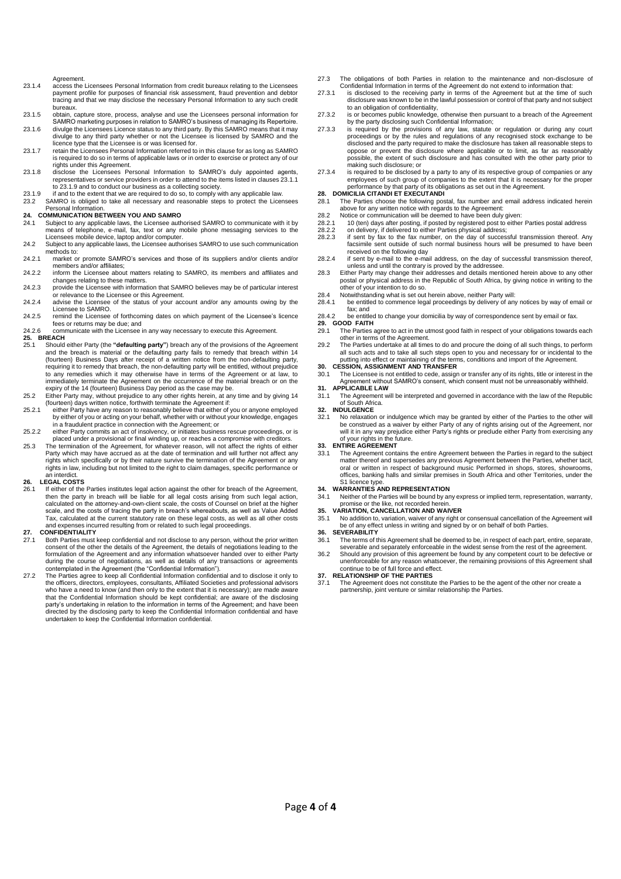Agreement.

23.1.4 access the Licensees Personal Information from credit bureaux relating to the Licensees payment profile for purposes of financial risk assessment, fraud prevention and debtor tracing and that we may disclose the necessary Personal Information to any such credit bureaux.

23.1.5 obtain, capture store, process, analyse and use the Licensees personal information for SAMRO marketing purposes in relation to SAMRO's business of managing its Repertoire.

23.1.6 divulge the Licensees Licence status to any third party. By this SAMRO means that it may divulge to any third party whether or not the Licensee is licensed by SAMRO and the licence type that the Licensee is or was licensed for.

23.1.7 retain the Licensees Personal Information referred to in this clause for as long as SAMRO is required to do so in terms of applicable laws or in order to exercise or protect any of our rights under this Agreement.

23.1.8 disclose the Licensees Personal Information to SAMRO's duly appointed agents, representatives or service providers in order to attend to the items listed in clauses 23.1.1 to 23.1.9 and to conduct our business as a collecting society.

23.1.9 if and to the extent that we are required to do so, to comply with any applicable law.

23.2 SAMRO is obliged to take all necessary and reasonable steps to protect the Licensees Personal Information.

**24. COMMUNICATION BETWEEN YOU AND SAMRO**

24.1 Subject to any applicable laws, the Licensee authorised SAMRO to communicate with it by means of telephone, e-mail, fax, text or any mobile phone messaging services to the Licensees mobile device, laptop and/or computer.

24.2 Subject to any applicable laws, the Licensee authorises SAMRO to use such communication methods to:

24.2.1 market or promote SAMRO's services and those of its suppliers and/or clients and/or members and/or affiliates;

24.2.2 inform the Licensee about matters relating to SAMRO, its members and affiliates and changes relating to these matters.

24.2.3 provide the Licensee with information that SAMRO believes may be of particular interest or relevance to the Licensee or this Agreement.

24.2.4 advise the Licensee of the status of your account and/or any amounts owing by the Licensee to SAMRO.

24.2.5 remind the Licensee of forthcoming dates on which payment of the Licensee's licence fees or returns may be due; and

24.2.6 communicate with the Licensee in any way necessary to execute this Agreement.

**25. BREACH**

25.1 Should either Party (the **"defaulting party"**) breach any of the provisions of the Agreement and the breach is material or the defaulting party fails to remedy that breach within 14 (fourteen) Business Days after receipt of a written notice from the non-defaulting party, requiring it to remedy that breach, the non-defaulting party will be entitled, without prejudice to any remedies which it may otherwise have in terms of the Agreement or at law, to immediately terminate the Agreement on the occurrence of the material breach or on the expiry of the 14 (fourteen) Business Day period as the case may be.

25.2 Either Party may, without prejudice to any other rights herein, at any time and by giving 14 (fourteen) days written notice, forthwith terminate the Agreement if:

25.2.1 either Party have any reason to reasonably believe that either of you or anyone employed by either of you or acting on your behalf, whether with or without your knowledge, engages in a fraudulent practice in connection with the Agreement; or

25.2.2 either Party commits an act of insolvency, or initiates business rescue proceedings, or is placed under a provisional or final winding up, or reaches a compromise with creditors.

25.3 The termination of the Agreement, for whatever reason, will not affect the rights of either Party which may have accrued as at the date of termination and will further not affect any rights which specifically or by their nature survive the termination of the Agreement or any rights in law, including but not limited to the right to claim damages, specific performance or an interdict.

**26. LEGAL COSTS**

26.1 If either of the Parties institutes legal action against the other for breach of the Agreement, then the party in breach will be liable for all legal costs arising from such legal action, calculated on the attorney-and-own-client scale, the costs of Counsel on brief at the higher scale, and the costs of tracing the party in breach's whereabouts, as well as Value Added Tax, calculated at the current statutory rate on these legal costs, as well as all other costs and expenses incurred resulting from or related to such legal proceedings.

**27. CONFIDENTIALITY**

27.1 Both Parties must keep confidential and not disclose to any person, without the prior written consent of the other the details of the Agreement, the details of negotiations leading to the formulation of the Agreement and any information whatsoever handed over to either Party during the course of negotiations, as well as details of any transactions or agreements contemplated in the Agreement (the "Confidential Information").

27.2 The Parties agree to keep all Confidential Information confidential and to disclose it only to the officers, directors, employees, consultants, Affiliated Societies and professional advisors who have a need to know (and then only to the extent that it is necessary); are made aware that the Confidential Information should be kept confidential; are aware of the disclosing party's undertaking in relation to the information in terms of the Agreement; and have been directed by the disclosing party to keep the Confidential Information confidential and have undertaken to keep the Confidential Information confidential.

27.3 The obligations of both Parties in relation to the maintenance and non-disclosure of Confidential Information in terms of the Agreement do not extend to information that:

27.3.1 is disclosed to the receiving party in terms of the Agreement but at the time of such disclosure was known to be in the lawful possession or control of that party and not subject to an obligation of confidentiality,

27.3.2 is or becomes public knowledge, otherwise then pursuant to a breach of the Agreement by the party disclosing such Confidential Information;

27.3.3 is required by the provisions of any law, statute or regulation or during any court proceedings or by the rules and regulations of any recognised stock exchange to be disclosed and the party required to make the disclosure has taken all reasonable steps to oppose or prevent the disclosure where applicable or to limit, as far as reasonably possible, the extent of such disclosure and has consulted with the other party prior to making such disclosure; or

27.3.4 is required to be disclosed by a party to any of its respective group of companies or any employees of such group of companies to the extent that it is necessary for the proper performance by that party of its obligations as set out in the Agreement.

**28. DOMICILIA CITANDI ET EXECUTANDI**

28.1 The Parties choose the following postal, fax number and email address indicated herein above for any written notice with regards to the Agreement:

28.2 Notice or communication will be deemed to have been duly given:

28.2.1 10 (ten) days after posting, if posted by registered post to either Parties postal address

28.2.2 on delivery, if delivered to either Parties physical address;

28.2.3 if sent by fax to the fax number, on the day of successful transmission thereof. Any facsimile sent outside of such normal business hours will be presumed to have been received on the following day

28.2.4 if sent by e-mail to the e-mail address, on the day of successful transmission thereof, unless and until the contrary is proved by the addressee.

28.3 Either Party may change their addresses and details mentioned herein above to any other postal or physical address in the Republic of South Africa, by giving notice in writing to the other of your intention to do so.

28.4 Notwithstanding what is set out herein above, neither Party will:

28.4.1 be entitled to commence legal proceedings by delivery of any notices by way of email or fax; and

28.4.2 be entitled to change your domicilia by way of correspondence sent by email or fax.

**29. GOOD FAITH**

29.1 The Parties agree to act in the utmost good faith in respect of your obligations towards each other in terms of the Agreement.

29.2 The Parties undertake at all times to do and procure the doing of all such things, to perform all such acts and to take all such steps open to you and necessary for or incidental to the putting into effect or maintaining of the terms, conditions and import of the Agreement.

**30. CESSION, ASSIGNMENT AND TRANSFER**

30.1 The Licensee is not entitled to cede, assign or transfer any of its rights, title or interest in the Agreement without SAMRO's consent, which consent must not be unreasonably withheld.

**31. APPLICABLE LAW**

31.1 The Agreement will be interpreted and governed in accordance with the law of the Republic of South Africa.

**32. INDULGENCE**

32.1 No relaxation or indulgence which may be granted by either of the Parties to the other will be construed as a waiver by either Party of any of rights arising out of the Agreement, nor will it in any way prejudice either Party's rights or preclude either Party from exercising any of your rights in the future.

**33. ENTIRE AGREEMENT**

33.1 The Agreement contains the entire Agreement between the Parties in regard to the subject matter thereof and supersedes any previous Agreement between the Parties, whether tacit, oral or written in respect of background music Performed in shops, stores, showrooms, offices, banking halls and similar premises in South Africa and other Territories, under the S1 licence type.

**34. WARRANTIES AND REPRESENTATION**

34.1 Neither of the Parties will be bound by any express or implied term, representation, warranty, promise or the like, not recorded herein.

**35. VARIATION, CANCELLATION AND WAIVER**

35.1 No addition to, variation, waiver of any right or consensual cancellation of the Agreement will be of any effect unless in writing and signed by or on behalf of both Parties.

**36. SEVERABILITY**

36.1 The terms of this Agreement shall be deemed to be, in respect of each part, entire, separate, severable and separately enforceable in the widest sense from the rest of the agreement.

36.2 Should any provision of this agreement be found by any competent court to be defective or unenforceable for any reason whatsoever, the remaining provisions of this Agreement shall continue to be of full force and effect.

**37. RELATIONSHIP OF THE PARTIES**

37.1 The Agreement does not constitute the Parties to be the agent of the other nor create a partnership, joint venture or similar relationship the Parties.